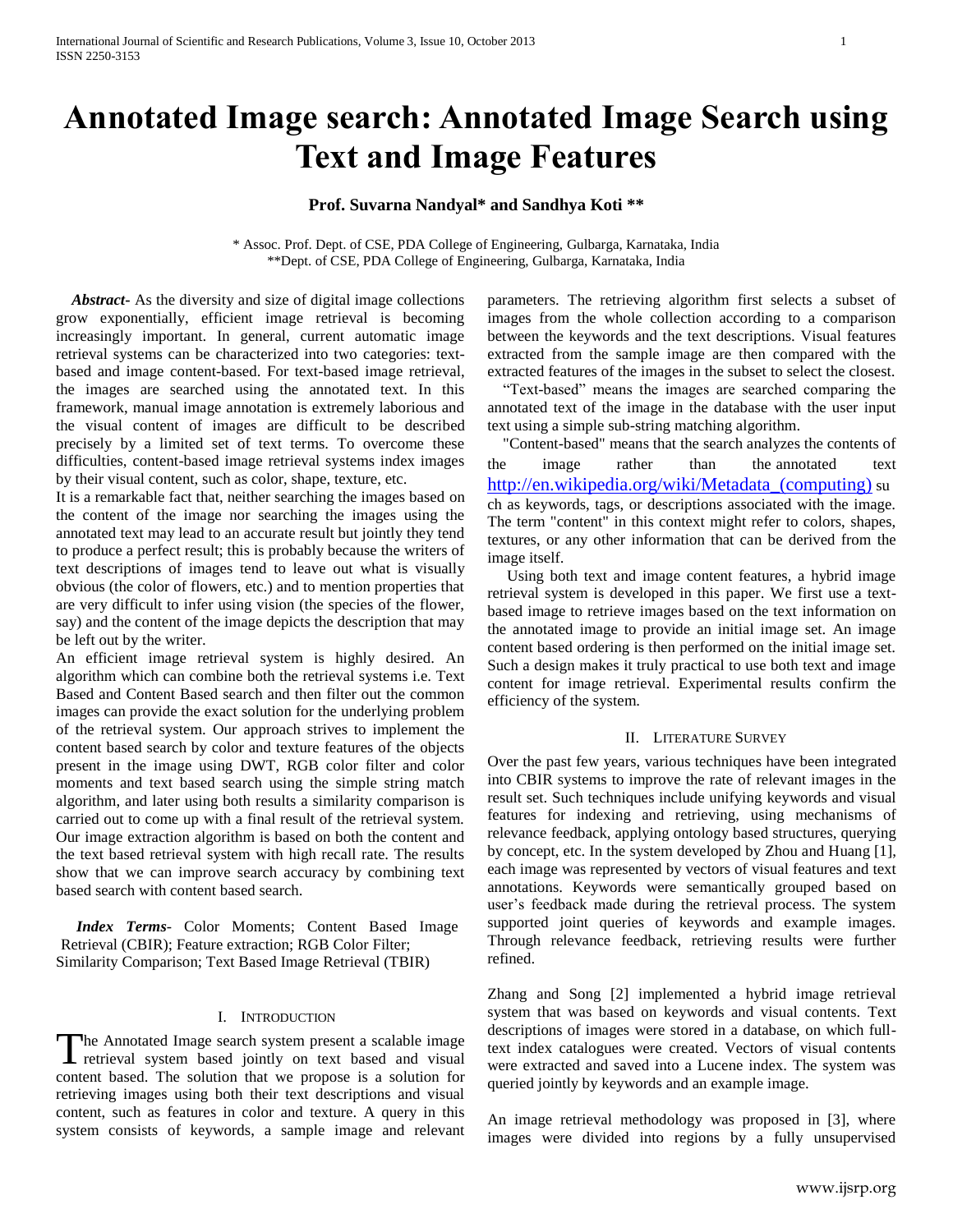# Annotated Image search: Annotated Image Search using Text and Image Features

**Prof. Suvarna Nandyal* and Sandhya Koti ****

\* Assoc. Prof. Dept. of CSE, PDA College of Engineering, Gulbarga, Karnataka, India
\*\*Dept. of CSE, PDA College of Engineering, Gulbarga, Karnataka, India

***Abstract-*** As the diversity and size of digital image collections grow exponentially, efficient image retrieval is becoming increasingly important. In general, current automatic image retrieval systems can be characterized into two categories: text-based and image content-based. For text-based image retrieval, the images are searched using the annotated text. In this framework, manual image annotation is extremely laborious and the visual content of images are difficult to be described precisely by a limited set of text terms. To overcome these difficulties, content-based image retrieval systems index images by their visual content, such as color, shape, texture, etc.

It is a remarkable fact that, neither searching the images based on the content of the image nor searching the images using the annotated text may lead to an accurate result but jointly they tend to produce a perfect result; this is probably because the writers of text descriptions of images tend to leave out what is visually obvious (the color of flowers, etc.) and to mention properties that are very difficult to infer using vision (the species of the flower, say) and the content of the image depicts the description that may be left out by the writer.

An efficient image retrieval system is highly desired. An algorithm which can combine both the retrieval systems i.e. Text Based and Content Based search and then filter out the common images can provide the exact solution for the underlying problem of the retrieval system. Our approach strives to implement the content based search by color and texture features of the objects present in the image using DWT, RGB color filter and color moments and text based search using the simple string match algorithm, and later using both results a similarity comparison is carried out to come up with a final result of the retrieval system. Our image extraction algorithm is based on both the content and the text based retrieval system with high recall rate. The results show that we can improve search accuracy by combining text based search with content based search.

***Index Terms*-** Color Moments; Content Based Image Retrieval (CBIR); Feature extraction; RGB Color Filter; Similarity Comparison; Text Based Image Retrieval (TBIR)

## I. Introduction

The Annotated Image search system present a scalable image retrieval system based jointly on text based and visual content based. The solution that we propose is a solution for retrieving images using both their text descriptions and visual content, such as features in color and texture. A query in this system consists of keywords, a sample image and relevant parameters. The retrieving algorithm first selects a subset of images from the whole collection according to a comparison between the keywords and the text descriptions. Visual features extracted from the sample image are then compared with the extracted features of the images in the subset to select the closest.

"Text-based" means the images are searched comparing the annotated text of the image in the database with the user input text using a simple sub-string matching algorithm.

"Content-based" means that the search analyzes the contents of the image rather than the annotated text http://en.wikipedia.org/wiki/Metadata_(computing) such as keywords, tags, or descriptions associated with the image. The term "content" in this context might refer to colors, shapes, textures, or any other information that can be derived from the image itself.

Using both text and image content features, a hybrid image retrieval system is developed in this paper. We first use a text-based image to retrieve images based on the text information on the annotated image to provide an initial image set. An image content based ordering is then performed on the initial image set. Such a design makes it truly practical to use both text and image content for image retrieval. Experimental results confirm the efficiency of the system.

## II. Literature Survey

Over the past few years, various techniques have been integrated into CBIR systems to improve the rate of relevant images in the result set. Such techniques include unifying keywords and visual features for indexing and retrieving, using mechanisms of relevance feedback, applying ontology based structures, querying by concept, etc. In the system developed by Zhou and Huang [1], each image was represented by vectors of visual features and text annotations. Keywords were semantically grouped based on user's feedback made during the retrieval process. The system supported joint queries of keywords and example images. Through relevance feedback, retrieving results were further refined.

Zhang and Song [2] implemented a hybrid image retrieval system that was based on keywords and visual contents. Text descriptions of images were stored in a database, on which full-text index catalogues were created. Vectors of visual contents were extracted and saved into a Lucene index. The system was queried jointly by keywords and an example image.

An image retrieval methodology was proposed in [3], where images were divided into regions by a fully unsupervised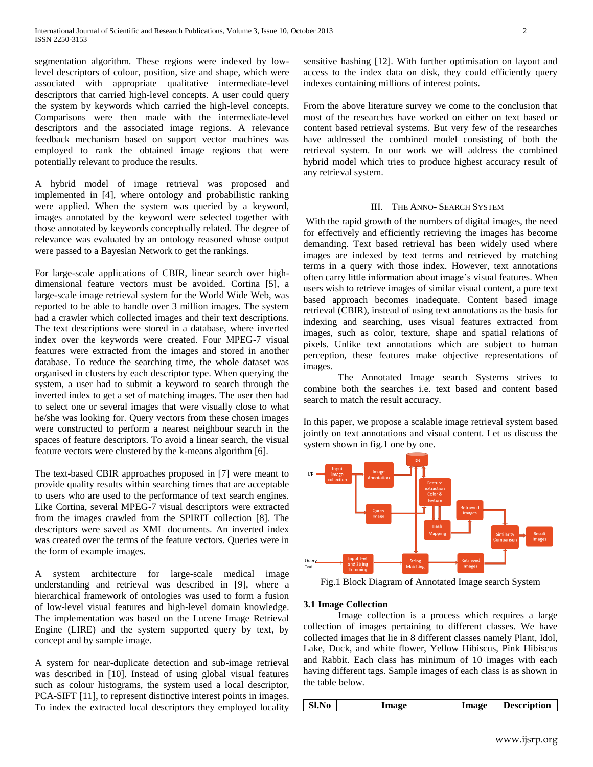segmentation algorithm. These regions were indexed by low-level descriptors of colour, position, size and shape, which were associated with appropriate qualitative intermediate-level descriptors that carried high-level concepts. A user could query the system by keywords which carried the high-level concepts. Comparisons were then made with the intermediate-level descriptors and the associated image regions. A relevance feedback mechanism based on support vector machines was employed to rank the obtained image regions that were potentially relevant to produce the results.

A hybrid model of image retrieval was proposed and implemented in [4], where ontology and probabilistic ranking were applied. When the system was queried by a keyword, images annotated by the keyword were selected together with those annotated by keywords conceptually related. The degree of relevance was evaluated by an ontology reasoned whose output were passed to a Bayesian Network to get the rankings.

For large-scale applications of CBIR, linear search over high-dimensional feature vectors must be avoided. Cortina [5], a large-scale image retrieval system for the World Wide Web, was reported to be able to handle over 3 million images. The system had a crawler which collected images and their text descriptions. The text descriptions were stored in a database, where inverted index over the keywords were created. Four MPEG-7 visual features were extracted from the images and stored in another database. To reduce the searching time, the whole dataset was organised in clusters by each descriptor type. When querying the system, a user had to submit a keyword to search through the inverted index to get a set of matching images. The user then had to select one or several images that were visually close to what he/she was looking for. Query vectors from these chosen images were constructed to perform a nearest neighbour search in the spaces of feature descriptors. To avoid a linear search, the visual feature vectors were clustered by the k-means algorithm [6].

The text-based CBIR approaches proposed in [7] were meant to provide quality results within searching times that are acceptable to users who are used to the performance of text search engines. Like Cortina, several MPEG-7 visual descriptors were extracted from the images crawled from the SPIRIT collection [8]. The descriptors were saved as XML documents. An inverted index was created over the terms of the feature vectors. Queries were in the form of example images.

A system architecture for large-scale medical image understanding and retrieval was described in [9], where a hierarchical framework of ontologies was used to form a fusion of low-level visual features and high-level domain knowledge. The implementation was based on the Lucene Image Retrieval Engine (LIRE) and the system supported query by text, by concept and by sample image.

A system for near-duplicate detection and sub-image retrieval was described in [10]. Instead of using global visual features such as colour histograms, the system used a local descriptor, PCA-SIFT [11], to represent distinctive interest points in images. To index the extracted local descriptors they employed locality sensitive hashing [12]. With further optimisation on layout and access to the index data on disk, they could efficiently query indexes containing millions of interest points.

From the above literature survey we come to the conclusion that most of the researches have worked on either on text based or content based retrieval systems. But very few of the researches have addressed the combined model consisting of both the retrieval system. In our work we will address the combined hybrid model which tries to produce highest accuracy result of any retrieval system.

## III. THE ANNO- SEARCH SYSTEM

With the rapid growth of the numbers of digital images, the need for effectively and efficiently retrieving the images has become demanding. Text based retrieval has been widely used where images are indexed by text terms and retrieved by matching terms in a query with those index. However, text annotations often carry little information about image's visual features. When users wish to retrieve images of similar visual content, a pure text based approach becomes inadequate. Content based image retrieval (CBIR), instead of using text annotations as the basis for indexing and searching, uses visual features extracted from images, such as color, texture, shape and spatial relations of pixels. Unlike text annotations which are subject to human perception, these features make objective representations of images.

The Annotated Image search Systems strives to combine both the searches i.e. text based and content based search to match the result accuracy.

In this paper, we propose a scalable image retrieval system based jointly on text annotations and visual content. Let us discuss the system shown in fig.1 one by one.

Fig.1 Block Diagram of Annotated Image search System

### 3.1 Image Collection

Image collection is a process which requires a large collection of images pertaining to different classes. We have collected images that lie in 8 different classes namely Plant, Idol, Lake, Duck, and white flower, Yellow Hibiscus, Pink Hibiscus and Rabbit. Each class has minimum of 10 images with each having different tags. Sample images of each class is as shown in the table below.

| Sl.No | Image | Image | Description |
|---|---|---|---|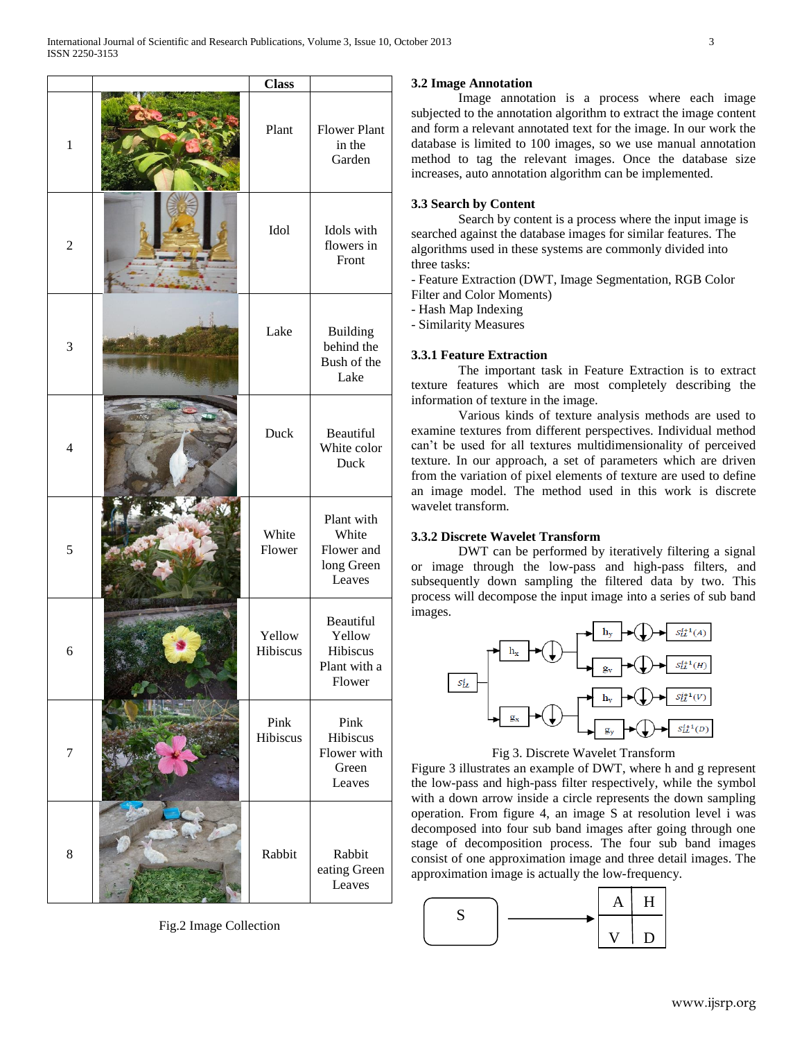|  |  | Class |  |
|---|---|---|---|
| 1 |  | Plant | Flower Plant in the Garden |
| 2 |  | Idol | Idols with flowers in Front |
| 3 |  | Lake | Building behind the Bush of the Lake |
| 4 |  | Duck | Beautiful White color Duck |
| 5 |  | White Flower | Plant with White Flower and long Green Leaves |
| 6 |  | Yellow Hibiscus | Beautiful Yellow Hibiscus Plant with a Flower |
| 7 |  | Pink Hibiscus | Pink Hibiscus Flower with Green Leaves |
| 8 |  | Rabbit | Rabbit eating Green Leaves |

Fig.2 Image Collection

### 3.2 Image Annotation

Image annotation is a process where each image subjected to the annotation algorithm to extract the image content and form a relevant annotated text for the image. In our work the database is limited to 100 images, so we use manual annotation method to tag the relevant images. Once the database size increases, auto annotation algorithm can be implemented.

### 3.3 Search by Content

Search by content is a process where the input image is searched against the database images for similar features. The algorithms used in these systems are commonly divided into three tasks:

- Feature Extraction (DWT, Image Segmentation, RGB Color Filter and Color Moments)
- Hash Map Indexing
- Similarity Measures

### 3.3.1 Feature Extraction

The important task in Feature Extraction is to extract texture features which are most completely describing the information of texture in the image.

Various kinds of texture analysis methods are used to examine textures from different perspectives. Individual method can't be used for all textures multidimensionality of perceived texture. In our approach, a set of parameters which are driven from the variation of pixel elements of texture are used to define an image model. The method used in this work is discrete wavelet transform.

### 3.3.2 Discrete Wavelet Transform

DWT can be performed by iteratively filtering a signal or image through the low-pass and high-pass filters, and subsequently down sampling the filtered data by two. This process will decompose the input image into a series of sub band images.

Fig 3. Discrete Wavelet Transform

Figure 3 illustrates an example of DWT, where h and g represent the low-pass and high-pass filter respectively, while the symbol with a down arrow inside a circle represents the down sampling operation. From figure 4, an image S at resolution level i was decomposed into four sub band images after going through one stage of decomposition process. The four sub band images consist of one approximation image and three detail images. The approximation image is actually the low-frequency.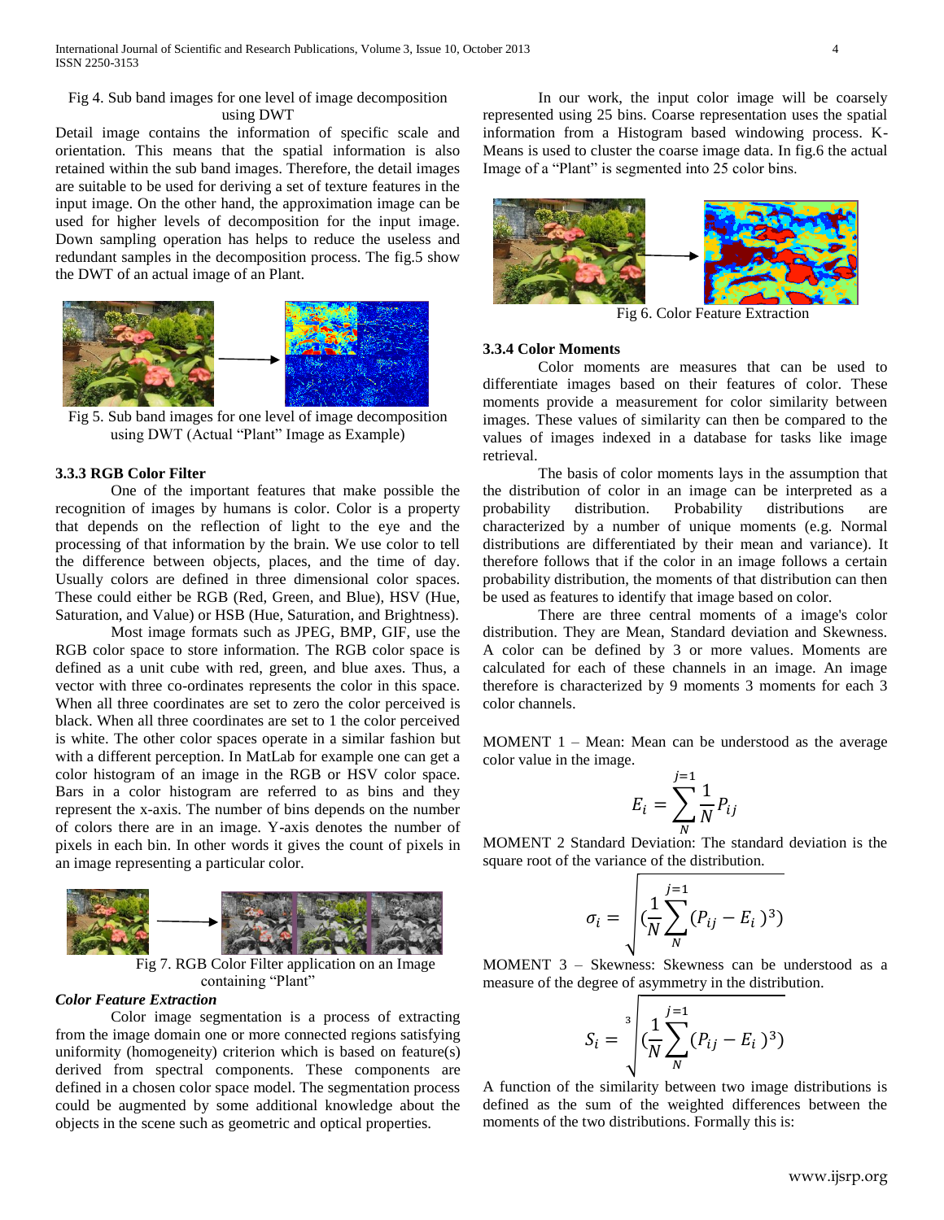Fig 4. Sub band images for one level of image decomposition using DWT

Detail image contains the information of specific scale and orientation. This means that the spatial information is also retained within the sub band images. Therefore, the detail images are suitable to be used for deriving a set of texture features in the input image. On the other hand, the approximation image can be used for higher levels of decomposition for the input image. Down sampling operation has helps to reduce the useless and redundant samples in the decomposition process. The fig.5 show the DWT of an actual image of an Plant.

Fig 5. Sub band images for one level of image decomposition using DWT (Actual "Plant" Image as Example)

### 3.3.3 RGB Color Filter

One of the important features that make possible the recognition of images by humans is color. Color is a property that depends on the reflection of light to the eye and the processing of that information by the brain. We use color to tell the difference between objects, places, and the time of day. Usually colors are defined in three dimensional color spaces. These could either be RGB (Red, Green, and Blue), HSV (Hue, Saturation, and Value) or HSB (Hue, Saturation, and Brightness).

Most image formats such as JPEG, BMP, GIF, use the RGB color space to store information. The RGB color space is defined as a unit cube with red, green, and blue axes. Thus, a vector with three co-ordinates represents the color in this space. When all three coordinates are set to zero the color perceived is black. When all three coordinates are set to 1 the color perceived is white. The other color spaces operate in a similar fashion but with a different perception. In MatLab for example one can get a color histogram of an image in the RGB or HSV color space. Bars in a color histogram are referred to as bins and they represent the x-axis. The number of bins depends on the number of colors there are in an image. Y-axis denotes the number of pixels in each bin. In other words it gives the count of pixels in an image representing a particular color.

Fig 7. RGB Color Filter application on an Image containing "Plant"

***Color Feature Extraction***

Color image segmentation is a process of extracting from the image domain one or more connected regions satisfying uniformity (homogeneity) criterion which is based on feature(s) derived from spectral components. These components are defined in a chosen color space model. The segmentation process could be augmented by some additional knowledge about the objects in the scene such as geometric and optical properties.

In our work, the input color image will be coarsely represented using 25 bins. Coarse representation uses the spatial information from a Histogram based windowing process. K-Means is used to cluster the coarse image data. In fig.6 the actual Image of a "Plant" is segmented into 25 color bins.

Fig 6. Color Feature Extraction

### 3.3.4 Color Moments

Color moments are measures that can be used to differentiate images based on their features of color. These moments provide a measurement for color similarity between images. These values of similarity can then be compared to the values of images indexed in a database for tasks like image retrieval.

The basis of color moments lays in the assumption that the distribution of color in an image can be interpreted as a probability distribution. Probability distributions are characterized by a number of unique moments (e.g. Normal distributions are differentiated by their mean and variance). It therefore follows that if the color in an image follows a certain probability distribution, the moments of that distribution can then be used as features to identify that image based on color.

There are three central moments of a image's color distribution. They are Mean, Standard deviation and Skewness. A color can be defined by 3 or more values. Moments are calculated for each of these channels in an image. An image therefore is characterized by 9 moments 3 moments for each 3 color channels.

MOMENT 1 – Mean: Mean can be understood as the average color value in the image.

$$E_i = \sum_{N}^{j=1} \frac{1}{N} P_{ij}$$

MOMENT 2 Standard Deviation: The standard deviation is the square root of the variance of the distribution.

$$\sigma_i = \sqrt{\left(\frac{1}{N} \sum_{N}^{j=1} (P_{ij} - E_i)^3\right)}$$

MOMENT 3 – Skewness: Skewness can be understood as a measure of the degree of asymmetry in the distribution.

$$S_i = \sqrt[3]{\left(\frac{1}{N} \sum_{N}^{j=1} (P_{ij} - E_i)^3\right)}$$

A function of the similarity between two image distributions is defined as the sum of the weighted differences between the moments of the two distributions. Formally this is: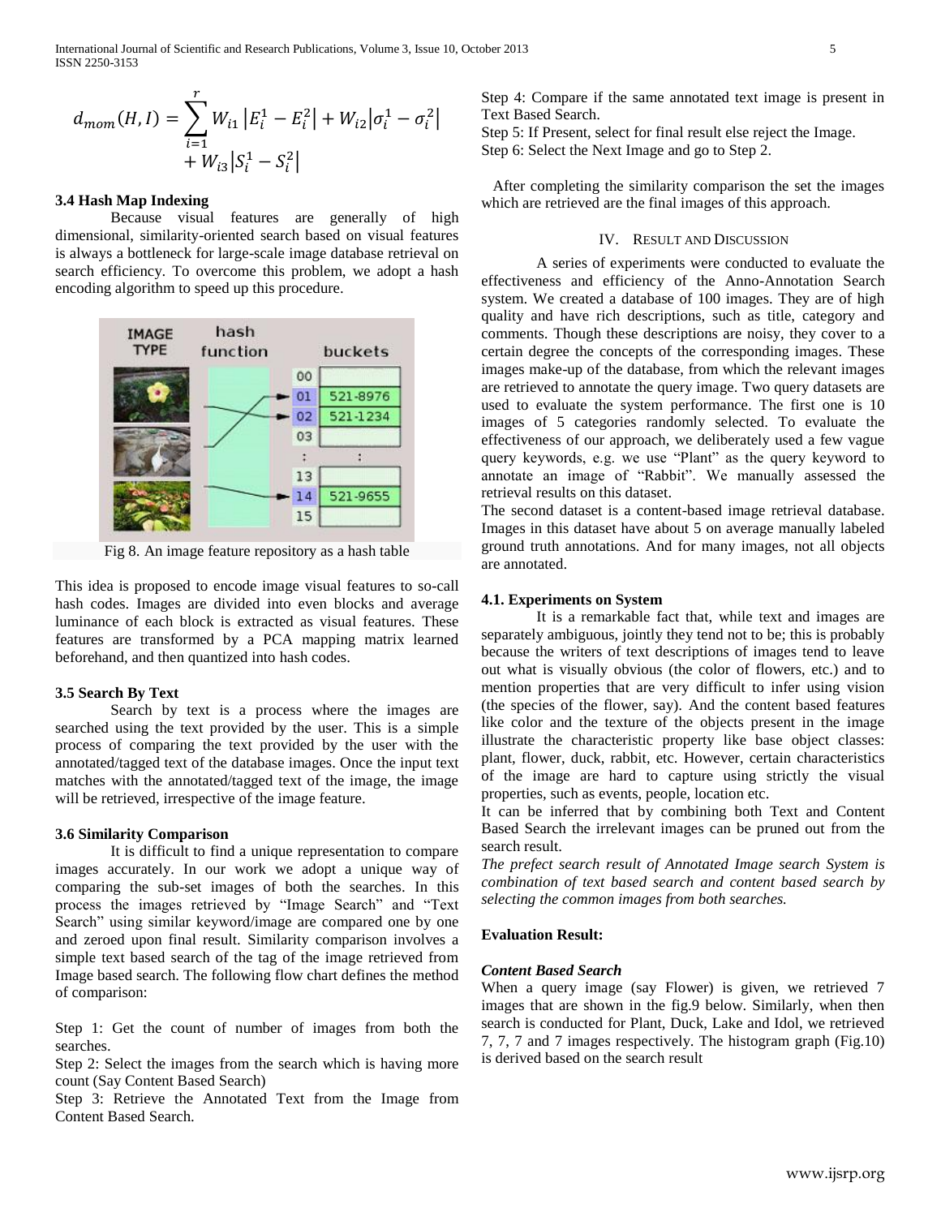$$d_{mom}(H, I) = \sum_{i=1}^{r} W_{i1} \left|E_i^1 - E_i^2\right| + W_{i2}\left|\sigma_i^1 - \sigma_i^2\right| + W_{i3}\left|S_i^1 - S_i^2\right|$$

### 3.4 Hash Map Indexing

Because visual features are generally of high dimensional, similarity-oriented search based on visual features is always a bottleneck for large-scale image database retrieval on search efficiency. To overcome this problem, we adopt a hash encoding algorithm to speed up this procedure.

Fig 8. An image feature repository as a hash table

This idea is proposed to encode image visual features to so-call hash codes. Images are divided into even blocks and average luminance of each block is extracted as visual features. These features are transformed by a PCA mapping matrix learned beforehand, and then quantized into hash codes.

### 3.5 Search By Text

Search by text is a process where the images are searched using the text provided by the user. This is a simple process of comparing the text provided by the user with the annotated/tagged text of the database images. Once the input text matches with the annotated/tagged text of the image, the image will be retrieved, irrespective of the image feature.

### 3.6 Similarity Comparison

It is difficult to find a unique representation to compare images accurately. In our work we adopt a unique way of comparing the sub-set images of both the searches. In this process the images retrieved by "Image Search" and "Text Search" using similar keyword/image are compared one by one and zeroed upon final result. Similarity comparison involves a simple text based search of the tag of the image retrieved from Image based search. The following flow chart defines the method of comparison:

Step 1: Get the count of number of images from both the searches.
Step 2: Select the images from the search which is having more count (Say Content Based Search)
Step 3: Retrieve the Annotated Text from the Image from Content Based Search.
Step 4: Compare if the same annotated text image is present in Text Based Search.
Step 5: If Present, select for final result else reject the Image.
Step 6: Select the Next Image and go to Step 2.

After completing the similarity comparison the set the images which are retrieved are the final images of this approach.

## IV. Result and Discussion

A series of experiments were conducted to evaluate the effectiveness and efficiency of the Anno-Annotation Search system. We created a database of 100 images. They are of high quality and have rich descriptions, such as title, category and comments. Though these descriptions are noisy, they cover to a certain degree the concepts of the corresponding images. These images make-up of the database, from which the relevant images are retrieved to annotate the query image. Two query datasets are used to evaluate the system performance. The first one is 10 images of 5 categories randomly selected. To evaluate the effectiveness of our approach, we deliberately used a few vague query keywords, e.g. we use "Plant" as the query keyword to annotate an image of "Rabbit". We manually assessed the retrieval results on this dataset.

The second dataset is a content-based image retrieval database. Images in this dataset have about 5 on average manually labeled ground truth annotations. And for many images, not all objects are annotated.

### 4.1. Experiments on System

It is a remarkable fact that, while text and images are separately ambiguous, jointly they tend not to be; this is probably because the writers of text descriptions of images tend to leave out what is visually obvious (the color of flowers, etc.) and to mention properties that are very difficult to infer using vision (the species of the flower, say). And the content based features like color and the texture of the objects present in the image illustrate the characteristic property like base object classes: plant, flower, duck, rabbit, etc. However, certain characteristics of the image are hard to capture using strictly the visual properties, such as events, people, location etc.

It can be inferred that by combining both Text and Content Based Search the irrelevant images can be pruned out from the search result.

*The prefect search result of Annotated Image search System is combination of text based search and content based search by selecting the common images from both searches.*

**Evaluation Result:**

***Content Based Search***

When a query image (say Flower) is given, we retrieved 7 images that are shown in the fig.9 below. Similarly, when then search is conducted for Plant, Duck, Lake and Idol, we retrieved 7, 7, 7 and 7 images respectively. The histogram graph (Fig.10) is derived based on the search result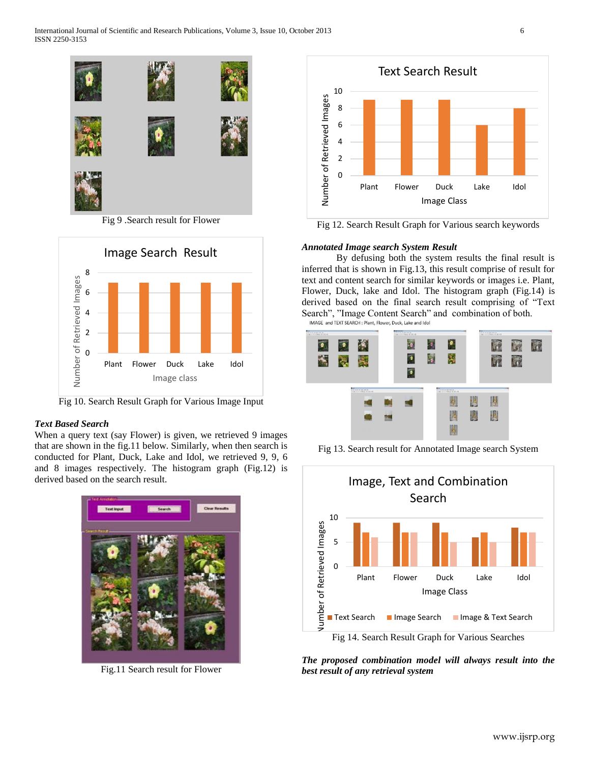Fig 9 .Search result for Flower

Fig 10. Search Result Graph for Various Image Input

***Text Based Search***

When a query text (say Flower) is given, we retrieved 9 images that are shown in the fig.11 below. Similarly, when then search is conducted for Plant, Duck, Lake and Idol, we retrieved 9, 9, 6 and 8 images respectively. The histogram graph (Fig.12) is derived based on the search result.

Fig.11 Search result for Flower

Fig 12. Search Result Graph for Various search keywords

***Annotated Image search System Result***

By defusing both the system results the final result is inferred that is shown in Fig.13, this result comprise of result for text and content search for similar keywords or images i.e. Plant, Flower, Duck, lake and Idol. The histogram graph (Fig.14) is derived based on the final search result comprising of "Text Search", "Image Content Search" and combination of both.

Fig 13. Search result for Annotated Image search System

Fig 14. Search Result Graph for Various Searches

***The proposed combination model will always result into the best result of any retrieval system***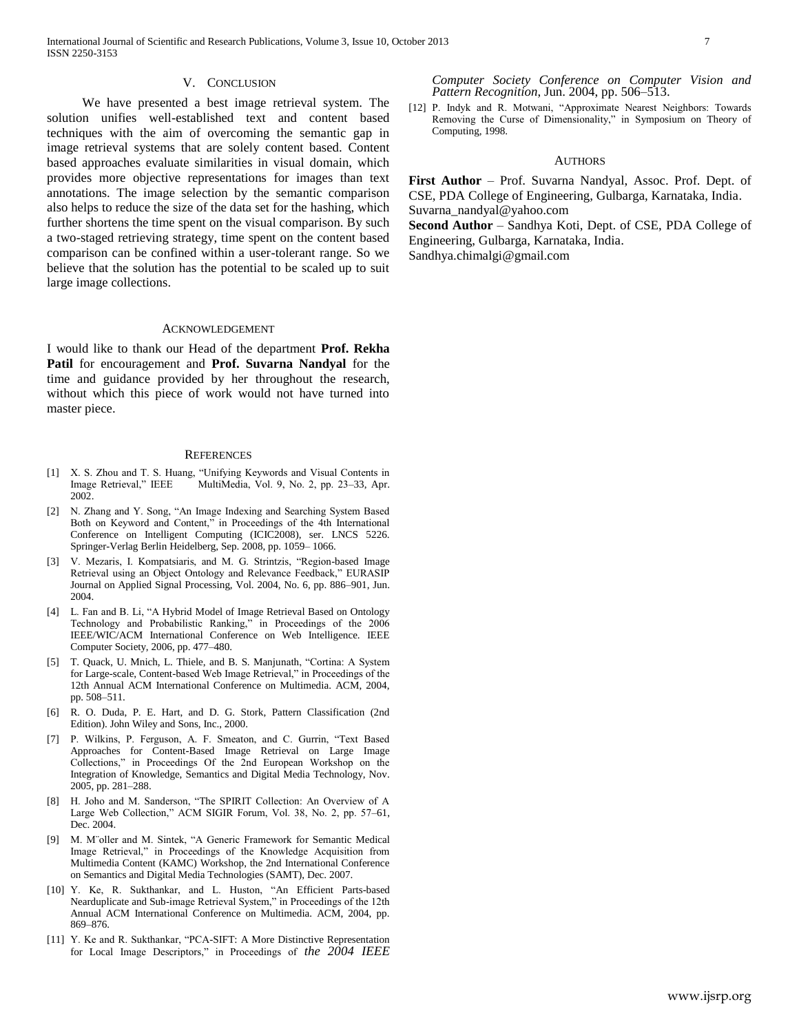## V. Conclusion

We have presented a best image retrieval system. The solution unifies well-established text and content based techniques with the aim of overcoming the semantic gap in image retrieval systems that are solely content based. Content based approaches evaluate similarities in visual domain, which provides more objective representations for images than text annotations. The image selection by the semantic comparison also helps to reduce the size of the data set for the hashing, which further shortens the time spent on the visual comparison. By such a two-staged retrieving strategy, time spent on the content based comparison can be confined within a user-tolerant range. So we believe that the solution has the potential to be scaled up to suit large image collections.

## Acknowledgement

I would like to thank our Head of the department **Prof. Rekha Patil** for encouragement and **Prof. Suvarna Nandyal** for the time and guidance provided by her throughout the research, without which this piece of work would not have turned into master piece.

## References

[1] X. S. Zhou and T. S. Huang, "Unifying Keywords and Visual Contents in Image Retrieval," IEEE MultiMedia, Vol. 9, No. 2, pp. 23–33, Apr. 2002.

[2] N. Zhang and Y. Song, "An Image Indexing and Searching System Based Both on Keyword and Content," in Proceedings of the 4th International Conference on Intelligent Computing (ICIC2008), ser. LNCS 5226. Springer-Verlag Berlin Heidelberg, Sep. 2008, pp. 1059– 1066.

[3] V. Mezaris, I. Kompatsiaris, and M. G. Strintzis, "Region-based Image Retrieval using an Object Ontology and Relevance Feedback," EURASIP Journal on Applied Signal Processing, Vol. 2004, No. 6, pp. 886–901, Jun. 2004.

[4] L. Fan and B. Li, "A Hybrid Model of Image Retrieval Based on Ontology Technology and Probabilistic Ranking," in Proceedings of the 2006 IEEE/WIC/ACM International Conference on Web Intelligence. IEEE Computer Society, 2006, pp. 477–480.

[5] T. Quack, U. Mnich, L. Thiele, and B. S. Manjunath, "Cortina: A System for Large-scale, Content-based Web Image Retrieval," in Proceedings of the 12th Annual ACM International Conference on Multimedia. ACM, 2004, pp. 508–511.

[6] R. O. Duda, P. E. Hart, and D. G. Stork, Pattern Classification (2nd Edition). John Wiley and Sons, Inc., 2000.

[7] P. Wilkins, P. Ferguson, A. F. Smeaton, and C. Gurrin, "Text Based Approaches for Content-Based Image Retrieval on Large Image Collections," in Proceedings Of the 2nd European Workshop on the Integration of Knowledge, Semantics and Digital Media Technology, Nov. 2005, pp. 281–288.

[8] H. Joho and M. Sanderson, "The SPIRIT Collection: An Overview of A Large Web Collection," ACM SIGIR Forum, Vol. 38, No. 2, pp. 57–61, Dec. 2004.

[9] M. M¨oller and M. Sintek, "A Generic Framework for Semantic Medical Image Retrieval," in Proceedings of the Knowledge Acquisition from Multimedia Content (KAMC) Workshop, the 2nd International Conference on Semantics and Digital Media Technologies (SAMT), Dec. 2007.

[10] Y. Ke, R. Sukthankar, and L. Huston, "An Efficient Parts-based Nearduplicate and Sub-image Retrieval System," in Proceedings of the 12th Annual ACM International Conference on Multimedia. ACM, 2004, pp. 869–876.

[11] Y. Ke and R. Sukthankar, "PCA-SIFT: A More Distinctive Representation for Local Image Descriptors," in Proceedings of *the 2004 IEEE Computer Society Conference on Computer Vision and Pattern Recognition*, Jun. 2004, pp. 506–513.

[12] P. Indyk and R. Motwani, "Approximate Nearest Neighbors: Towards Removing the Curse of Dimensionality," in Symposium on Theory of Computing, 1998.

## Authors

**First Author** – Prof. Suvarna Nandyal, Assoc. Prof. Dept. of CSE, PDA College of Engineering, Gulbarga, Karnataka, India. Suvarna_nandyal@yahoo.com

**Second Author** – Sandhya Koti, Dept. of CSE, PDA College of Engineering, Gulbarga, Karnataka, India. Sandhya.chimalgi@gmail.com